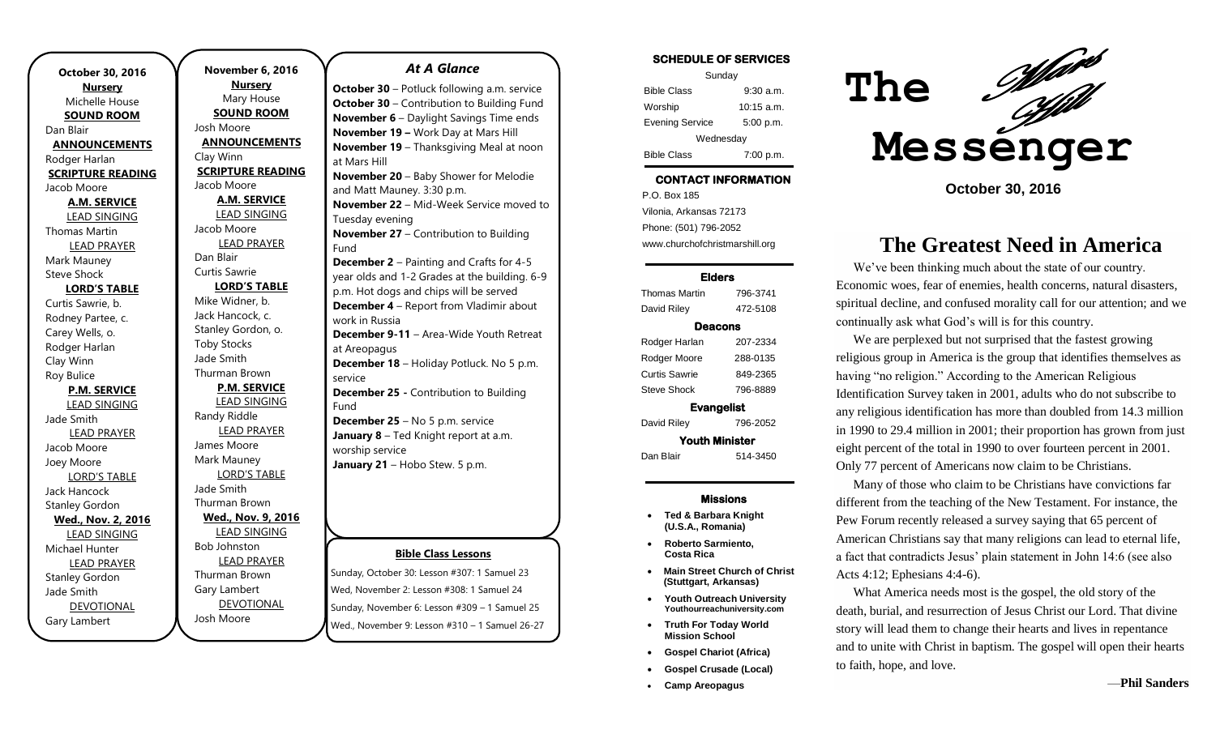**October 30, 2016**

**Nursery**
Michelle House

**SOUND ROOM**
Dan Blair

**ANNOUNCEMENTS**
Rodger Harlan

**SCRIPTURE READING**
Jacob Moore

**A.M. SERVICE**

LEAD SINGING
Thomas Martin

LEAD PRAYER
Mark Mauney
Steve Shock

**LORD'S TABLE**
Curtis Sawrie, b.
Rodney Partee, c.
Carey Wells, o.
Rodger Harlan
Clay Winn
Roy Bulice

**P.M. SERVICE**

LEAD SINGING
Jade Smith

LEAD PRAYER
Jacob Moore
Joey Moore

LORD'S TABLE
Jack Hancock
Stanley Gordon

**Wed., Nov. 2, 2016**

LEAD SINGING
Michael Hunter

LEAD PRAYER
Stanley Gordon
Jade Smith

DEVOTIONAL
Gary Lambert

**November 6, 2016**

**Nursery**
Mary House

**SOUND ROOM**
Josh Moore

**ANNOUNCEMENTS**
Clay Winn

**SCRIPTURE READING**
Jacob Moore

**A.M. SERVICE**

LEAD SINGING
Jacob Moore

LEAD PRAYER
Dan Blair
Curtis Sawrie

**LORD'S TABLE**
Mike Widner, b.
Jack Hancock, c.
Stanley Gordon, o.
Toby Stocks
Jade Smith
Thurman Brown

**P.M. SERVICE**

LEAD SINGING
Randy Riddle

LEAD PRAYER
James Moore
Mark Mauney

LORD'S TABLE
Jade Smith
Thurman Brown

**Wed., Nov. 9, 2016**

LEAD SINGING
Bob Johnston

LEAD PRAYER
Thurman Brown
Gary Lambert

DEVOTIONAL
Josh Moore

## *At A Glance*

**October 30** – Potluck following a.m. service
**October 30** – Contribution to Building Fund
**November 6** – Daylight Savings Time ends
**November 19 –** Work Day at Mars Hill
**November 19** – Thanksgiving Meal at noon at Mars Hill
**November 20** – Baby Shower for Melodie and Matt Mauney. 3:30 p.m.
**November 22** – Mid-Week Service moved to Tuesday evening
**November 27** – Contribution to Building Fund
**December 2** – Painting and Crafts for 4-5 year olds and 1-2 Grades at the building. 6-9 p.m. Hot dogs and chips will be served
**December 4** – Report from Vladimir about work in Russia
**December 9-11** – Area-Wide Youth Retreat at Areopagus
**December 18** – Holiday Potluck. No 5 p.m. service
**December 25 -** Contribution to Building Fund
**December 25** – No 5 p.m. service
**January 8** – Ted Knight report at a.m. worship service
**January 21** – Hobo Stew. 5 p.m.

**Bible Class Lessons**

Sunday, October 30: Lesson #307: 1 Samuel 23
Wed, November 2: Lesson #308: 1 Samuel 24
Sunday, November 6: Lesson #309 – 1 Samuel 25
Wed., November 9: Lesson #310 – 1 Samuel 26-27

**SCHEDULE OF SERVICES**

| Sunday | |
|---|---|
| Bible Class | 9:30 a.m. |
| Worship | 10:15 a.m. |
| Evening Service | 5:00 p.m. |
| Wednesday | |
| Bible Class | 7:00 p.m. |

**CONTACT INFORMATION**

P.O. Box 185
Vilonia, Arkansas 72173
Phone: (501) 796-2052
www.churchofchristmarshill.org

**Elders**

| Thomas Martin | 796-3741 |
|---|---|
| David Riley | 472-5108 |

**Deacons**

| Rodger Harlan | 207-2334 |
|---|---|
| Rodger Moore | 288-0135 |
| Curtis Sawrie | 849-2365 |
| Steve Shock | 796-8889 |

**Evangelist**

| David Riley | 796-2052 |
|---|---|

**Youth Minister**

| Dan Blair | 514-3450 |
|---|---|

**Missions**

- **Ted & Barbara Knight (U.S.A., Romania)**
- **Roberto Sarmiento, Costa Rica**
- **Main Street Church of Christ (Stuttgart, Arkansas)**
- **Youth Outreach University Youthourreachuniversity.com**
- **Truth For Today World Mission School**
- **Gospel Chariot (Africa)**
- **Gospel Crusade (Local)**
- **Camp Areopagus**

# The Mars Hill Messenger

**October 30, 2016**

## The Greatest Need in America

We've been thinking much about the state of our country. Economic woes, fear of enemies, health concerns, natural disasters, spiritual decline, and confused morality call for our attention; and we continually ask what God's will is for this country.

We are perplexed but not surprised that the fastest growing religious group in America is the group that identifies themselves as having "no religion." According to the American Religious Identification Survey taken in 2001, adults who do not subscribe to any religious identification has more than doubled from 14.3 million in 1990 to 29.4 million in 2001; their proportion has grown from just eight percent of the total in 1990 to over fourteen percent in 2001. Only 77 percent of Americans now claim to be Christians.

Many of those who claim to be Christians have convictions far different from the teaching of the New Testament. For instance, the Pew Forum recently released a survey saying that 65 percent of American Christians say that many religions can lead to eternal life, a fact that contradicts Jesus' plain statement in John 14:6 (see also Acts 4:12; Ephesians 4:4-6).

What America needs most is the gospel, the old story of the death, burial, and resurrection of Jesus Christ our Lord. That divine story will lead them to change their hearts and lives in repentance and to unite with Christ in baptism. The gospel will open their hearts to faith, hope, and love.

—**Phil Sanders**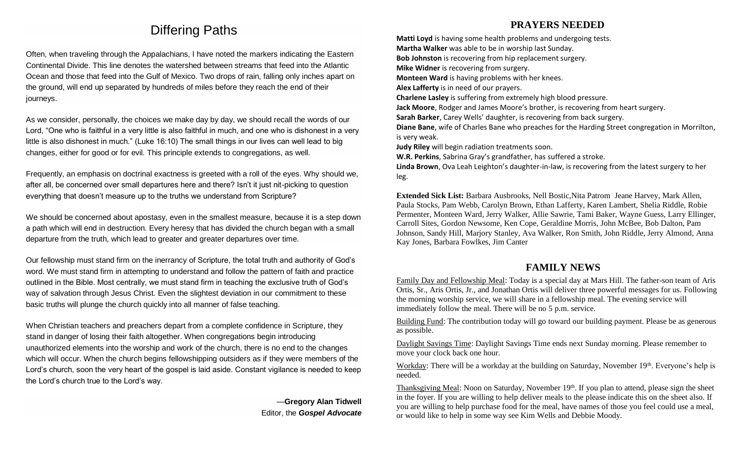# Differing Paths

Often, when traveling through the Appalachians, I have noted the markers indicating the Eastern Continental Divide. This line denotes the watershed between streams that feed into the Atlantic Ocean and those that feed into the Gulf of Mexico. Two drops of rain, falling only inches apart on the ground, will end up separated by hundreds of miles before they reach the end of their journeys.

As we consider, personally, the choices we make day by day, we should recall the words of our Lord, "One who is faithful in a very little is also faithful in much, and one who is dishonest in a very little is also dishonest in much." (Luke 16:10) The small things in our lives can well lead to big changes, either for good or for evil. This principle extends to congregations, as well.

Frequently, an emphasis on doctrinal exactness is greeted with a roll of the eyes. Why should we, after all, be concerned over small departures here and there? Isn't it just nit-picking to question everything that doesn't measure up to the truths we understand from Scripture?

We should be concerned about apostasy, even in the smallest measure, because it is a step down a path which will end in destruction. Every heresy that has divided the church began with a small departure from the truth, which lead to greater and greater departures over time.

Our fellowship must stand firm on the inerrancy of Scripture, the total truth and authority of God's word. We must stand firm in attempting to understand and follow the pattern of faith and practice outlined in the Bible. Most centrally, we must stand firm in teaching the exclusive truth of God's way of salvation through Jesus Christ. Even the slightest deviation in our commitment to these basic truths will plunge the church quickly into all manner of false teaching.

When Christian teachers and preachers depart from a complete confidence in Scripture, they stand in danger of losing their faith altogether. When congregations begin introducing unauthorized elements into the worship and work of the church, there is no end to the changes which will occur. When the church begins fellowshipping outsiders as if they were members of the Lord's church, soon the very heart of the gospel is laid aside. Constant vigilance is needed to keep the Lord's church true to the Lord's way.

—**Gregory Alan Tidwell**
Editor, the ***Gospel Advocate***

## PRAYERS NEEDED

**Matti Loyd** is having some health problems and undergoing tests.
**Martha Walker** was able to be in worship last Sunday.
**Bob Johnston** is recovering from hip replacement surgery.
**Mike Widner** is recovering from surgery.
**Monteen Ward** is having problems with her knees.
**Alex Lafferty** is in need of our prayers.
**Charlene Lasley** is suffering from extremely high blood pressure.
**Jack Moore**, Rodger and James Moore's brother, is recovering from heart surgery.
**Sarah Barker**, Carey Wells' daughter, is recovering from back surgery.
**Diane Bane**, wife of Charles Bane who preaches for the Harding Street congregation in Morrilton, is very weak.
**Judy Riley** will begin radiation treatments soon.
**W.R. Perkins**, Sabrina Gray's grandfather, has suffered a stroke.
**Linda Brown**, Ova Leah Leighton's daughter-in-law, is recovering from the latest surgery to her leg.

**Extended Sick List:** Barbara Ausbrooks, Nell Bostic,Nita Patrom Jeane Harvey, Mark Allen, Paula Stocks, Pam Webb, Carolyn Brown, Ethan Lafferty, Karen Lambert, Shelia Riddle, Robie Permenter, Monteen Ward, Jerry Walker, Allie Sawrie, Tami Baker, Wayne Guess, Larry Ellinger, Carroll Sites, Gordon Newsome, Ken Cope, Geraldine Morris, John McBee, Bob Dalton, Pam Johnson, Sandy Hill, Marjory Stanley, Ava Walker, Ron Smith, John Riddle, Jerry Almond, Anna Kay Jones, Barbara Fowlkes, Jim Canter

## FAMILY NEWS

Family Day and Fellowship Meal: Today is a special day at Mars Hill. The father-son team of Aris Ortis, Sr., Aris Ortis, Jr., and Jonathan Ortis will deliver three powerful messages for us. Following the morning worship service, we will share in a fellowship meal. The evening service will immediately follow the meal. There will be no 5 p.m. service.

Building Fund: The contribution today will go toward our building payment. Please be as generous as possible.

Daylight Savings Time: Daylight Savings Time ends next Sunday morning. Please remember to move your clock back one hour.

Workday: There will be a workday at the building on Saturday, November 19th. Everyone's help is needed.

Thanksgiving Meal: Noon on Saturday, November 19th. If you plan to attend, please sign the sheet in the foyer. If you are willing to help deliver meals to the please indicate this on the sheet also. If you are willing to help purchase food for the meal, have names of those you feel could use a meal, or would like to help in some way see Kim Wells and Debbie Moody.